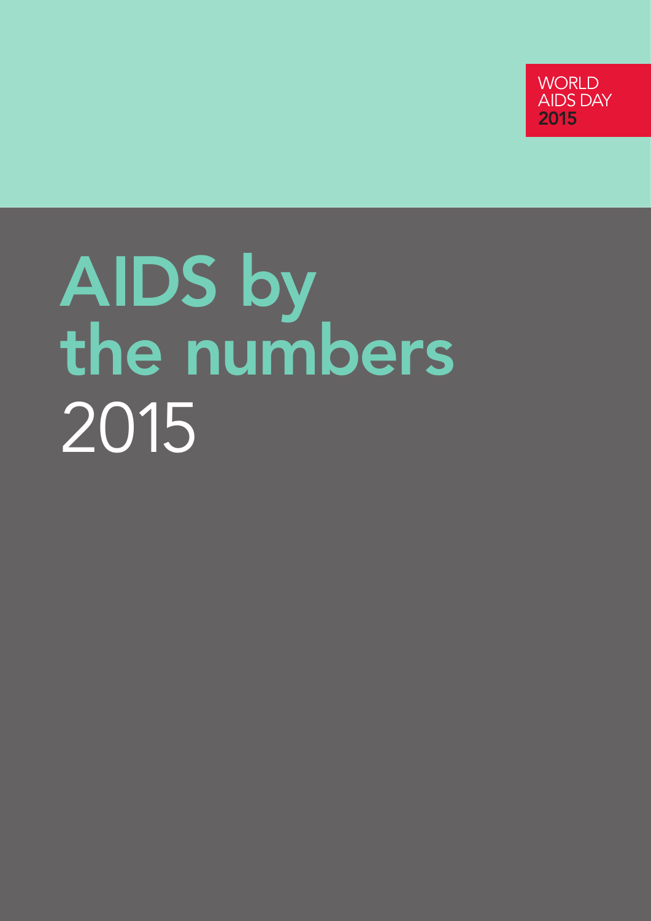WORLD
AIDS DAY
**2015**

# AIDS by the numbers 2015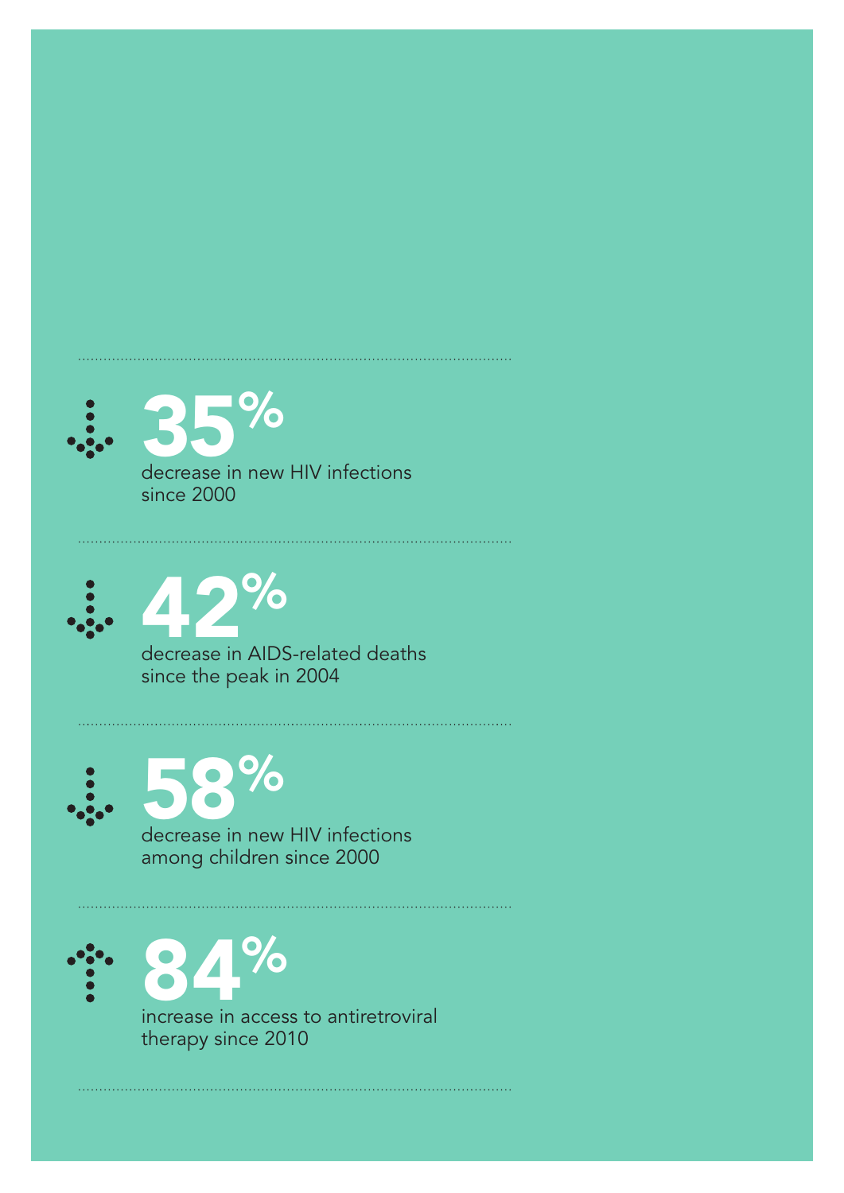**35%**
decrease in new HIV infections since 2000

---

**42%**
decrease in AIDS-related deaths since the peak in 2004

---

**58%**
decrease in new HIV infections among children since 2000

---

**84%**
increase in access to antiretroviral therapy since 2010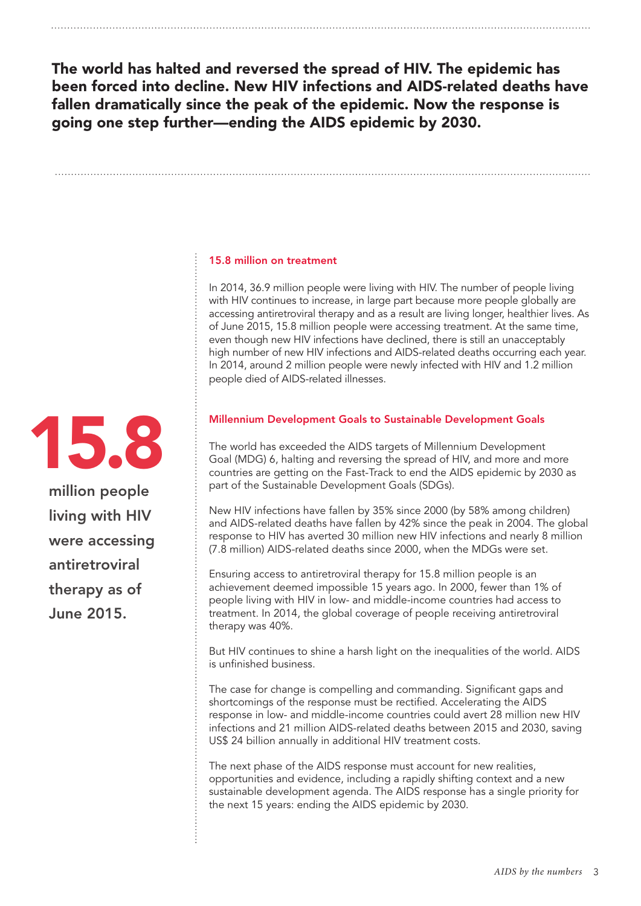**The world has halted and reversed the spread of HIV. The epidemic has been forced into decline. New HIV infections and AIDS-related deaths have fallen dramatically since the peak of the epidemic. Now the response is going one step further—ending the AIDS epidemic by 2030.**

# 15.8

**million people living with HIV were accessing antiretroviral therapy as of June 2015.**

### 15.8 million on treatment

In 2014, 36.9 million people were living with HIV. The number of people living with HIV continues to increase, in large part because more people globally are accessing antiretroviral therapy and as a result are living longer, healthier lives. As of June 2015, 15.8 million people were accessing treatment. At the same time, even though new HIV infections have declined, there is still an unacceptably high number of new HIV infections and AIDS-related deaths occurring each year. In 2014, around 2 million people were newly infected with HIV and 1.2 million people died of AIDS-related illnesses.

### Millennium Development Goals to Sustainable Development Goals

The world has exceeded the AIDS targets of Millennium Development Goal (MDG) 6, halting and reversing the spread of HIV, and more and more countries are getting on the Fast-Track to end the AIDS epidemic by 2030 as part of the Sustainable Development Goals (SDGs).

New HIV infections have fallen by 35% since 2000 (by 58% among children) and AIDS-related deaths have fallen by 42% since the peak in 2004. The global response to HIV has averted 30 million new HIV infections and nearly 8 million (7.8 million) AIDS-related deaths since 2000, when the MDGs were set.

Ensuring access to antiretroviral therapy for 15.8 million people is an achievement deemed impossible 15 years ago. In 2000, fewer than 1% of people living with HIV in low- and middle-income countries had access to treatment. In 2014, the global coverage of people receiving antiretroviral therapy was 40%.

But HIV continues to shine a harsh light on the inequalities of the world. AIDS is unfinished business.

The case for change is compelling and commanding. Significant gaps and shortcomings of the response must be rectified. Accelerating the AIDS response in low- and middle-income countries could avert 28 million new HIV infections and 21 million AIDS-related deaths between 2015 and 2030, saving US$ 24 billion annually in additional HIV treatment costs.

The next phase of the AIDS response must account for new realities, opportunities and evidence, including a rapidly shifting context and a new sustainable development agenda. The AIDS response has a single priority for the next 15 years: ending the AIDS epidemic by 2030.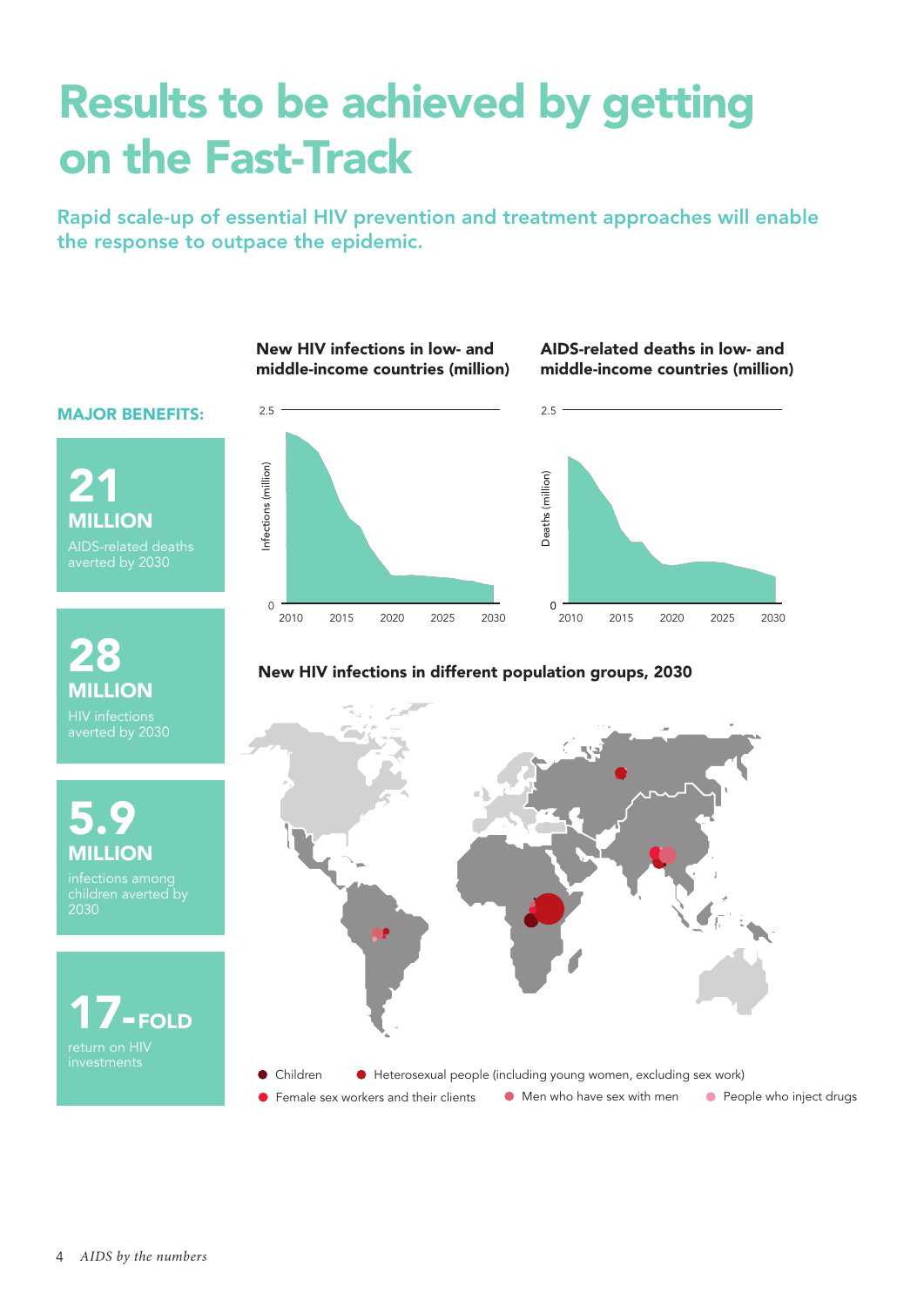# Results to be achieved by getting on the Fast-Track

Rapid scale-up of essential HIV prevention and treatment approaches will enable the response to outpace the epidemic.

**MAJOR BENEFITS:**

**21 MILLION**
AIDS-related deaths averted by 2030

**28 MILLION**
HIV infections averted by 2030

**5.9 MILLION**
infections among children averted by 2030

**17-FOLD**
return on HIV investments

**New HIV infections in low- and middle-income countries (million)**

Infections (million): 0 – 2.5; 2010, 2015, 2020, 2025, 2030

**AIDS-related deaths in low- and middle-income countries (million)**

Deaths (million): 0 – 2.5; 2010, 2015, 2020, 2025, 2030

**New HIV infections in different population groups, 2030**

- Children
- Heterosexual people (including young women, excluding sex work)
- Female sex workers and their clients
- Men who have sex with men
- People who inject drugs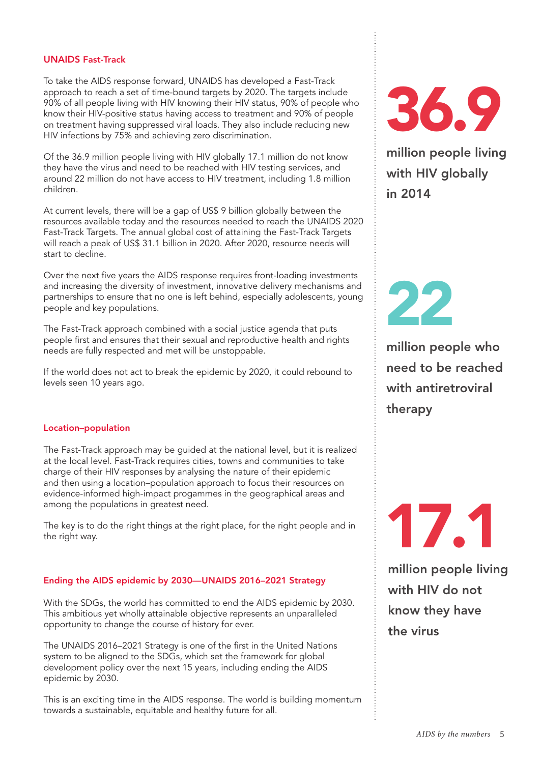## UNAIDS Fast-Track

To take the AIDS response forward, UNAIDS has developed a Fast-Track approach to reach a set of time-bound targets by 2020. The targets include 90% of all people living with HIV knowing their HIV status, 90% of people who know their HIV-positive status having access to treatment and 90% of people on treatment having suppressed viral loads. They also include reducing new HIV infections by 75% and achieving zero discrimination.

Of the 36.9 million people living with HIV globally 17.1 million do not know they have the virus and need to be reached with HIV testing services, and around 22 million do not have access to HIV treatment, including 1.8 million children.

At current levels, there will be a gap of US$ 9 billion globally between the resources available today and the resources needed to reach the UNAIDS 2020 Fast-Track Targets. The annual global cost of attaining the Fast-Track Targets will reach a peak of US$ 31.1 billion in 2020. After 2020, resource needs will start to decline.

Over the next five years the AIDS response requires front-loading investments and increasing the diversity of investment, innovative delivery mechanisms and partnerships to ensure that no one is left behind, especially adolescents, young people and key populations.

The Fast-Track approach combined with a social justice agenda that puts people first and ensures that their sexual and reproductive health and rights needs are fully respected and met will be unstoppable.

If the world does not act to break the epidemic by 2020, it could rebound to levels seen 10 years ago.

## Location–population

The Fast-Track approach may be guided at the national level, but it is realized at the local level. Fast-Track requires cities, towns and communities to take charge of their HIV responses by analysing the nature of their epidemic and then using a location–population approach to focus their resources on evidence-informed high-impact progammes in the geographical areas and among the populations in greatest need.

The key is to do the right things at the right place, for the right people and in the right way.

## Ending the AIDS epidemic by 2030—UNAIDS 2016–2021 Strategy

With the SDGs, the world has committed to end the AIDS epidemic by 2030. This ambitious yet wholly attainable objective represents an unparalleled opportunity to change the course of history for ever.

The UNAIDS 2016–2021 Strategy is one of the first in the United Nations system to be aligned to the SDGs, which set the framework for global development policy over the next 15 years, including ending the AIDS epidemic by 2030.

This is an exciting time in the AIDS response. The world is building momentum towards a sustainable, equitable and healthy future for all.

**36.9**

**million people living with HIV globally in 2014**

**22**

**million people who need to be reached with antiretroviral therapy**

**17.1**

**million people living with HIV do not know they have the virus**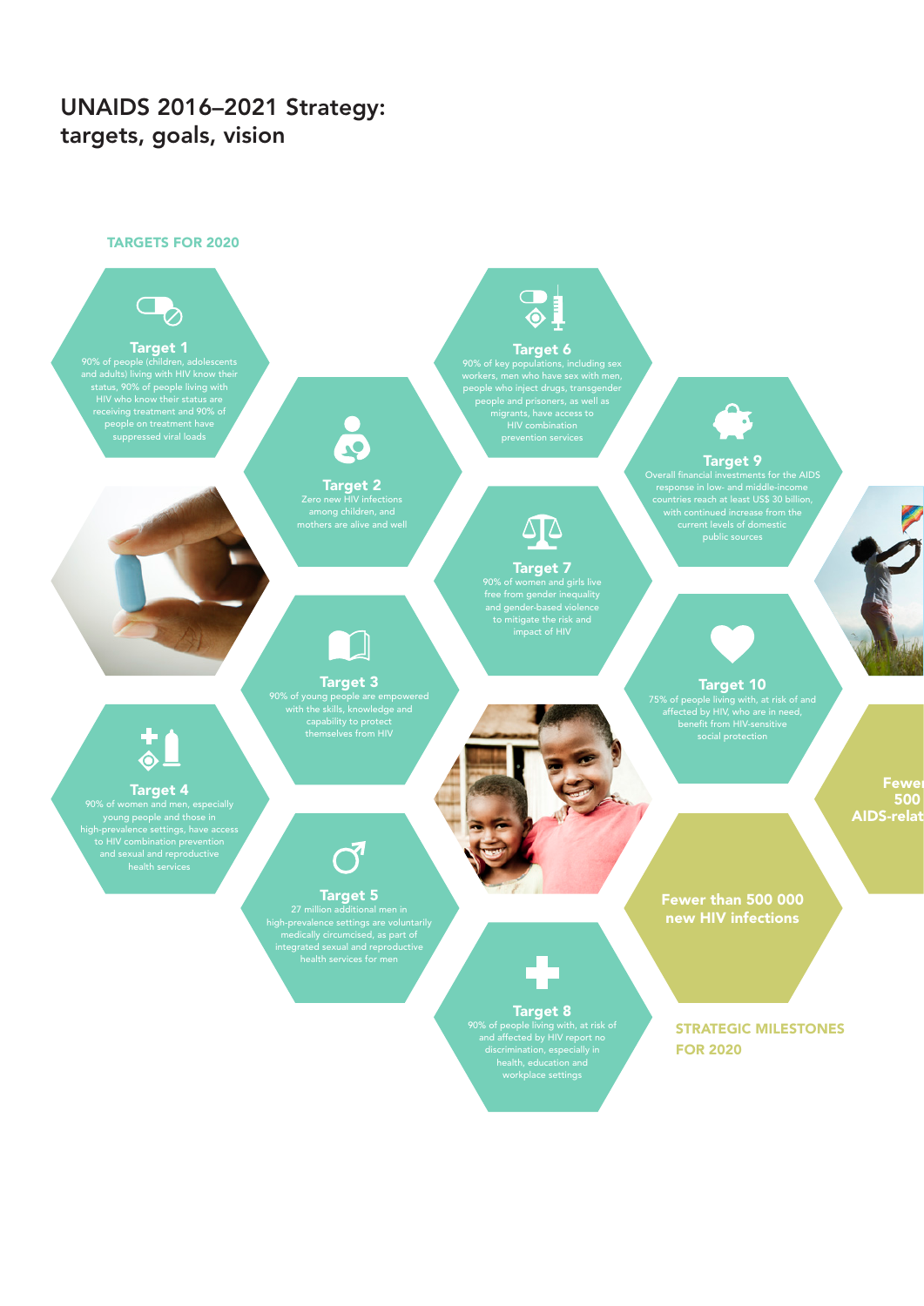# UNAIDS 2016–2021 Strategy: targets, goals, vision

## TARGETS FOR 2020

**Target 1**
90% of people (children, adolescents and adults) living with HIV know their status, 90% of people living with HIV who know their status are receiving treatment and 90% of people on treatment have suppressed viral loads

**Target 2**
Zero new HIV infections among children, and mothers are alive and well

**Target 3**
90% of young people are empowered with the skills, knowledge and capability to protect themselves from HIV

**Target 4**
90% of women and men, especially young people and those in high-prevalence settings, have access to HIV combination prevention and sexual and reproductive health services

**Target 5**
27 million additional men in high-prevalence settings are voluntarily medically circumcised, as part of integrated sexual and reproductive health services for men

**Target 6**
90% of key populations, including sex workers, men who have sex with men, people who inject drugs, transgender people and prisoners, as well as migrants, have access to HIV combination prevention services

**Target 7**
90% of women and girls live free from gender inequality and gender-based violence to mitigate the risk and impact of HIV

**Target 8**
90% of people living with, at risk of and affected by HIV report no discrimination, especially in health, education and workplace settings

**Target 9**
Overall financial investments for the AIDS response in low- and middle-income countries reach at least US$ 30 billion, with continued increase from the current levels of domestic public sources

**Target 10**
75% of people living with, at risk of and affected by HIV, who are in need, benefit from HIV-sensitive social protection

## STRATEGIC MILESTONES FOR 2020

**Fewer than 500 000 new HIV infections**

**Fewer than 500 000 AIDS-related**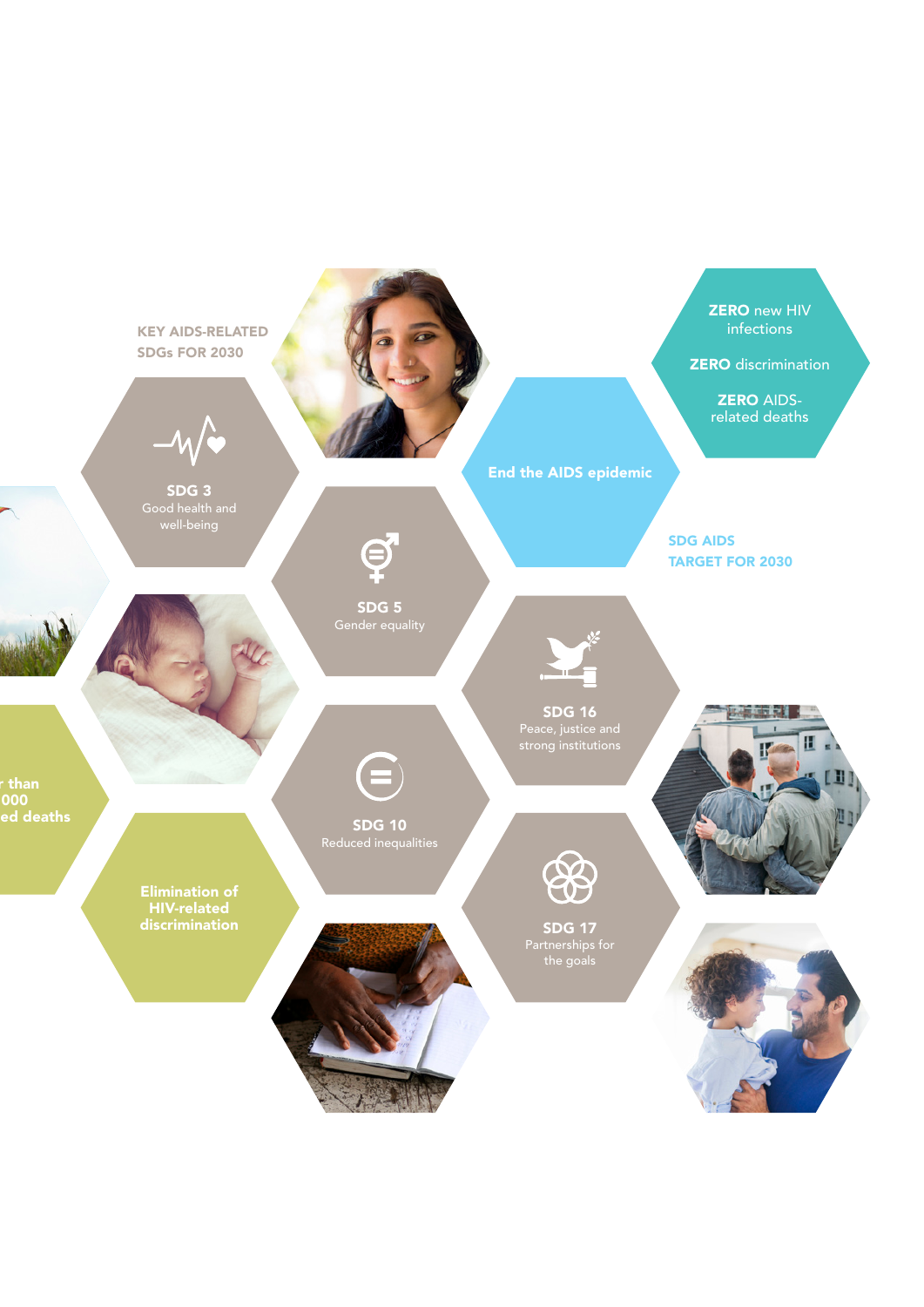KEY AIDS-RELATED SDGs FOR 2030

**SDG 3**
Good health and well-being

**SDG 5**
Gender equality

**SDG 10**
Reduced inequalities

**SDG 16**
Peace, justice and strong institutions

**SDG 17**
Partnerships for the goals

**End the AIDS epidemic**

SDG AIDS TARGET FOR 2030

**ZERO** new HIV infections

**ZERO** discrimination

**ZERO** AIDS-related deaths

**r than 000 ed deaths**

**Elimination of HIV-related discrimination**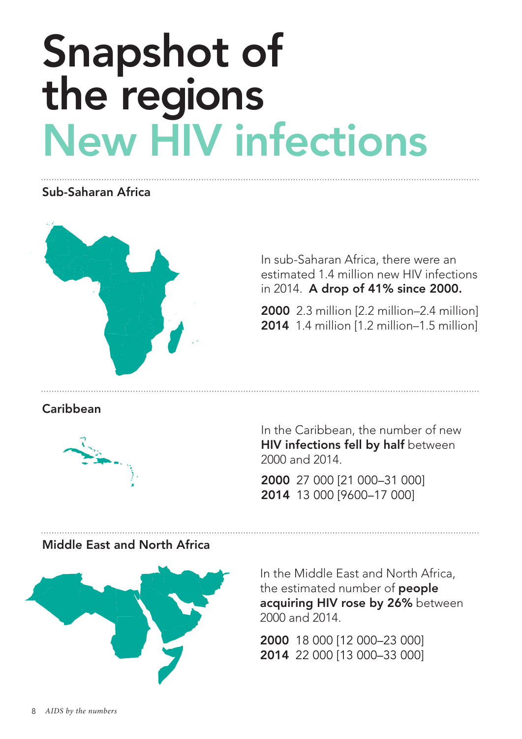# Snapshot of the regions New HIV infections

## Sub-Saharan Africa

In sub-Saharan Africa, there were an estimated 1.4 million new HIV infections in 2014. **A drop of 41% since 2000.**

**2000** 2.3 million [2.2 million–2.4 million]
**2014** 1.4 million [1.2 million–1.5 million]

## Caribbean

In the Caribbean, the number of new **HIV infections fell by half** between 2000 and 2014.

**2000** 27 000 [21 000–31 000]
**2014** 13 000 [9600–17 000]

## Middle East and North Africa

In the Middle East and North Africa, the estimated number of **people acquiring HIV rose by 26%** between 2000 and 2014.

**2000** 18 000 [12 000–23 000]
**2014** 22 000 [13 000–33 000]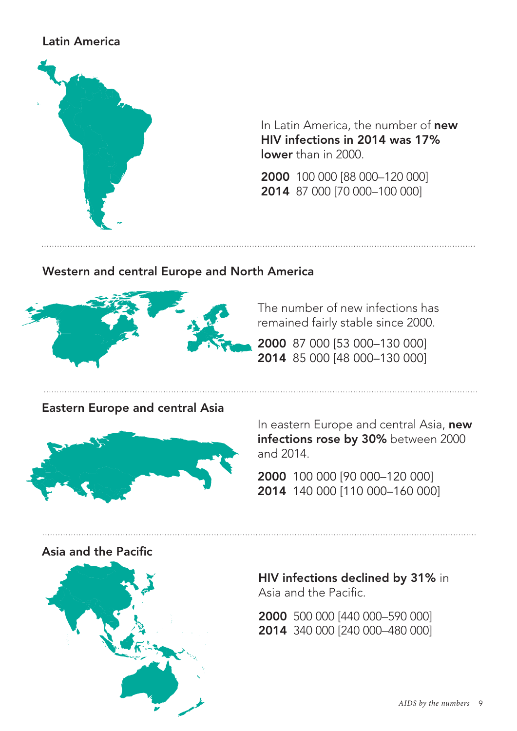## Latin America

In Latin America, the number of **new HIV infections in 2014 was 17% lower** than in 2000.

**2000** 100 000 [88 000–120 000]
**2014** 87 000 [70 000–100 000]

## Western and central Europe and North America

The number of new infections has remained fairly stable since 2000.

**2000** 87 000 [53 000–130 000]
**2014** 85 000 [48 000–130 000]

## Eastern Europe and central Asia

In eastern Europe and central Asia, **new infections rose by 30%** between 2000 and 2014.

**2000** 100 000 [90 000–120 000]
**2014** 140 000 [110 000–160 000]

## Asia and the Pacific

**HIV infections declined by 31%** in Asia and the Pacific.

**2000** 500 000 [440 000–590 000]
**2014** 340 000 [240 000–480 000]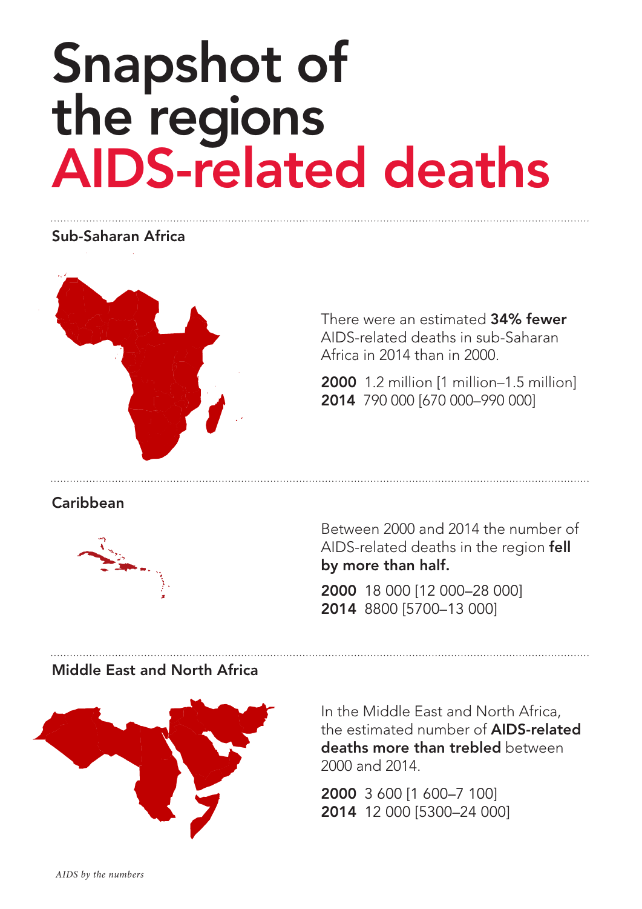# Snapshot of the regions AIDS-related deaths

## Sub-Saharan Africa

There were an estimated **34% fewer** AIDS-related deaths in sub-Saharan Africa in 2014 than in 2000.

**2000** 1.2 million [1 million–1.5 million]
**2014** 790 000 [670 000–990 000]

## Caribbean

Between 2000 and 2014 the number of AIDS-related deaths in the region **fell by more than half.**

**2000** 18 000 [12 000–28 000]
**2014** 8800 [5700–13 000]

## Middle East and North Africa

In the Middle East and North Africa, the estimated number of **AIDS-related deaths more than trebled** between 2000 and 2014.

**2000** 3 600 [1 600–7 100]
**2014** 12 000 [5300–24 000]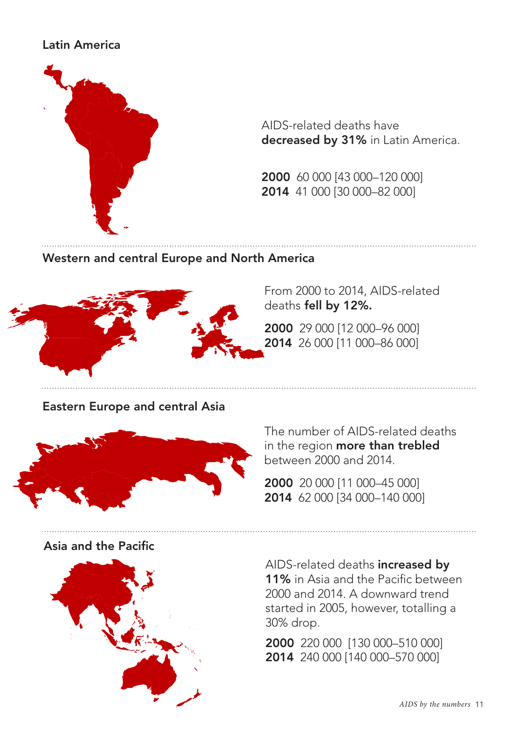## Latin America

AIDS-related deaths have **decreased by 31%** in Latin America.

**2000** 60 000 [43 000–120 000]
**2014** 41 000 [30 000–82 000]

## Western and central Europe and North America

From 2000 to 2014, AIDS-related deaths **fell by 12%.**

**2000** 29 000 [12 000–96 000]
**2014** 26 000 [11 000–86 000]

## Eastern Europe and central Asia

The number of AIDS-related deaths in the region **more than trebled** between 2000 and 2014.

**2000** 20 000 [11 000–45 000]
**2014** 62 000 [34 000–140 000]

## Asia and the Pacific

AIDS-related deaths **increased by 11%** in Asia and the Pacific between 2000 and 2014. A downward trend started in 2005, however, totalling a 30% drop.

**2000** 220 000 [130 000–510 000]
**2014** 240 000 [140 000–570 000]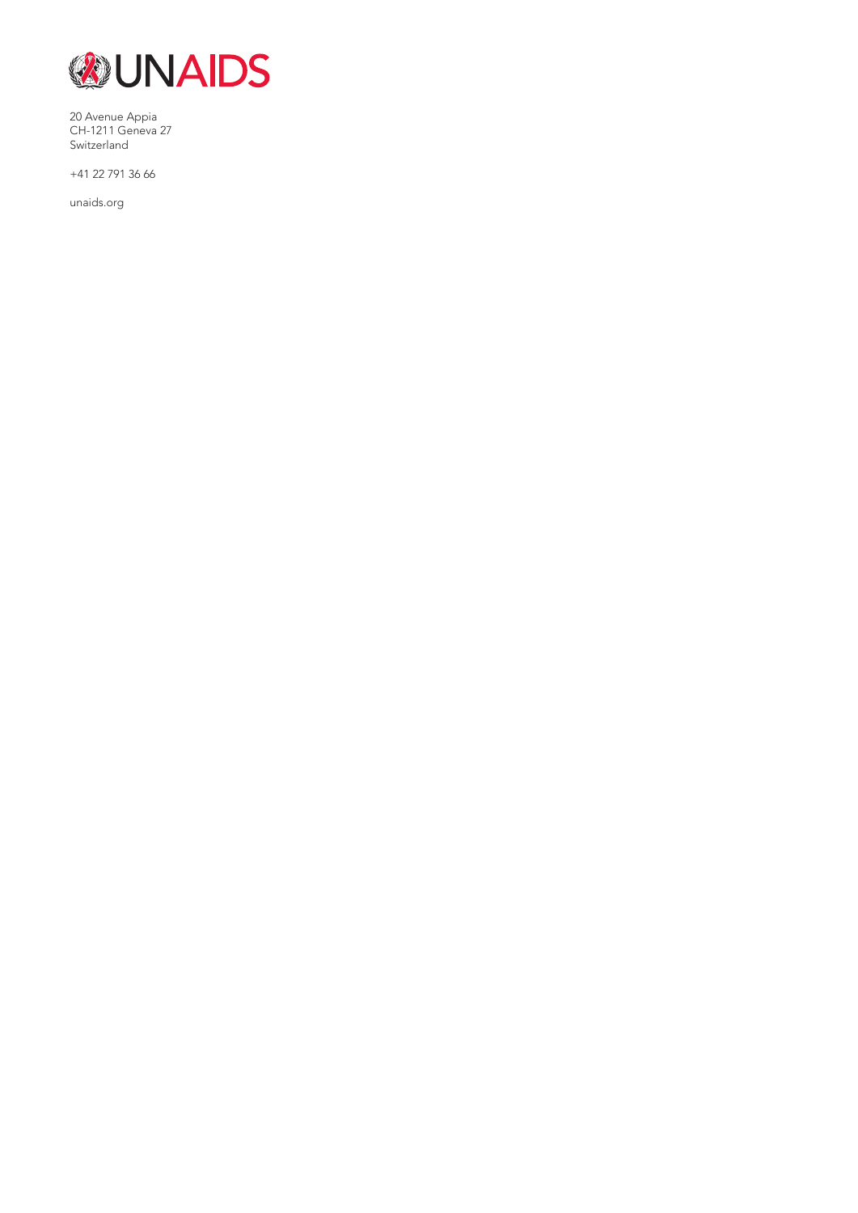UNAIDS

20 Avenue Appia
CH-1211 Geneva 27
Switzerland

+41 22 791 36 66

unaids.org